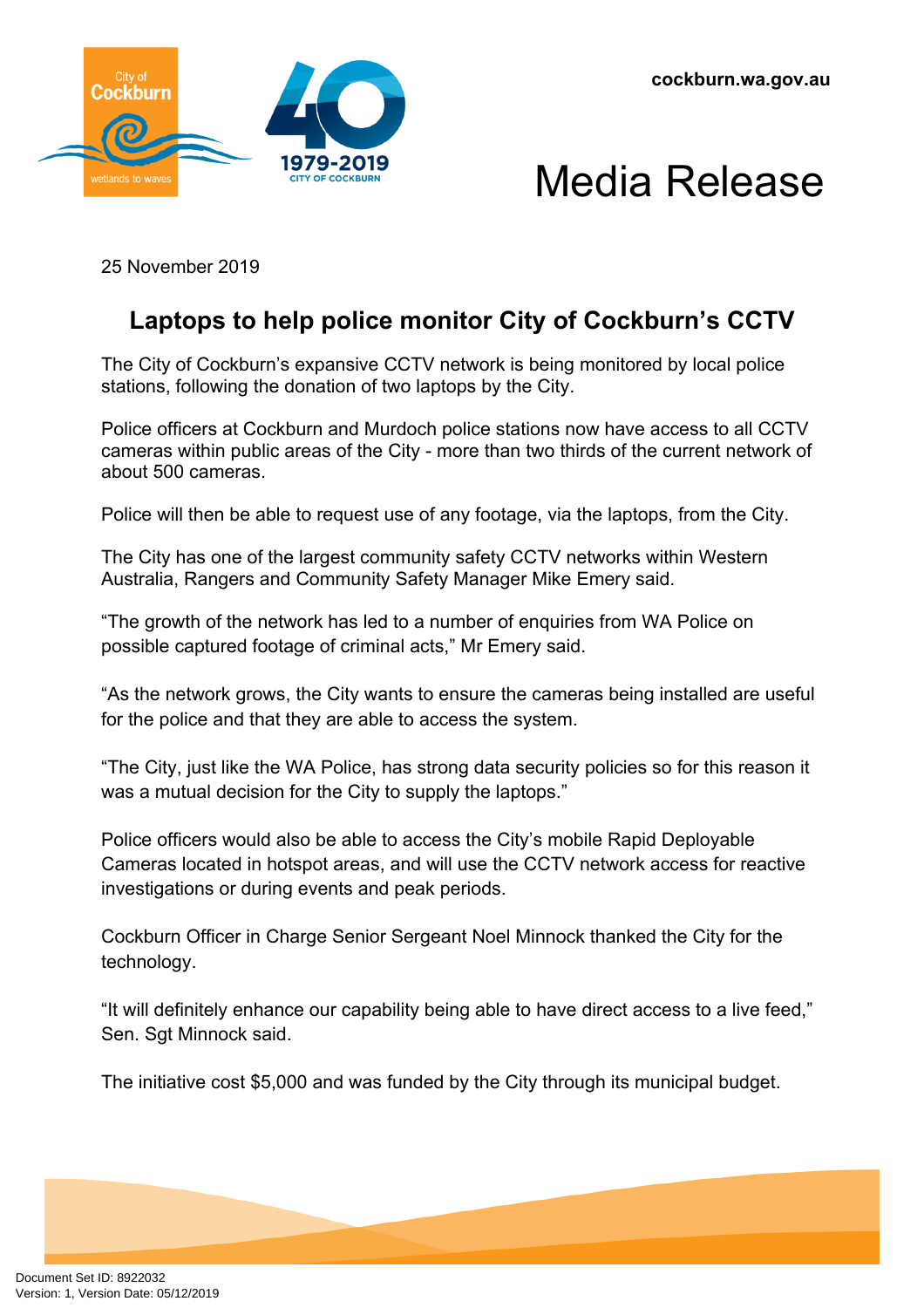cockburn.wa.gov.au

# Media Release

25 November 2019

## Laptops to help police monitor City of Cockburn's CCTV

The City of Cockburn's expansive CCTV network is being monitored by local police stations, following the donation of two laptops by the City.

Police officers at Cockburn and Murdoch police stations now have access to all CCTV cameras within public areas of the City - more than two thirds of the current network of about 500 cameras.

Police will then be able to request use of any footage, via the laptops, from the City.

The City has one of the largest community safety CCTV networks within Western Australia, Rangers and Community Safety Manager Mike Emery said.

"The growth of the network has led to a number of enquiries from WA Police on possible captured footage of criminal acts," Mr Emery said.

"As the network grows, the City wants to ensure the cameras being installed are useful for the police and that they are able to access the system.

"The City, just like the WA Police, has strong data security policies so for this reason it was a mutual decision for the City to supply the laptops."

Police officers would also be able to access the City's mobile Rapid Deployable Cameras located in hotspot areas, and will use the CCTV network access for reactive investigations or during events and peak periods.

Cockburn Officer in Charge Senior Sergeant Noel Minnock thanked the City for the technology.

"It will definitely enhance our capability being able to have direct access to a live feed," Sen. Sgt Minnock said.

The initiative cost $5,000 and was funded by the City through its municipal budget.

Document Set ID: 8922032
Version: 1, Version Date: 05/12/2019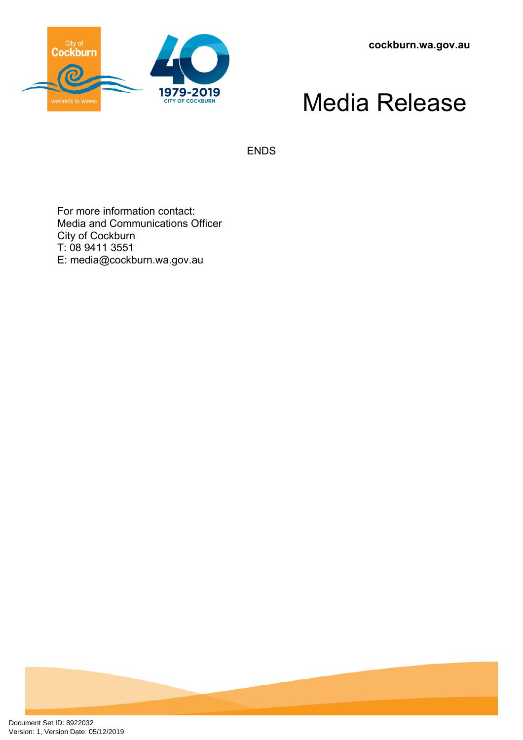ENDS

For more information contact:
Media and Communications Officer
City of Cockburn
T: 08 9411 3551
E: media@cockburn.wa.gov.au